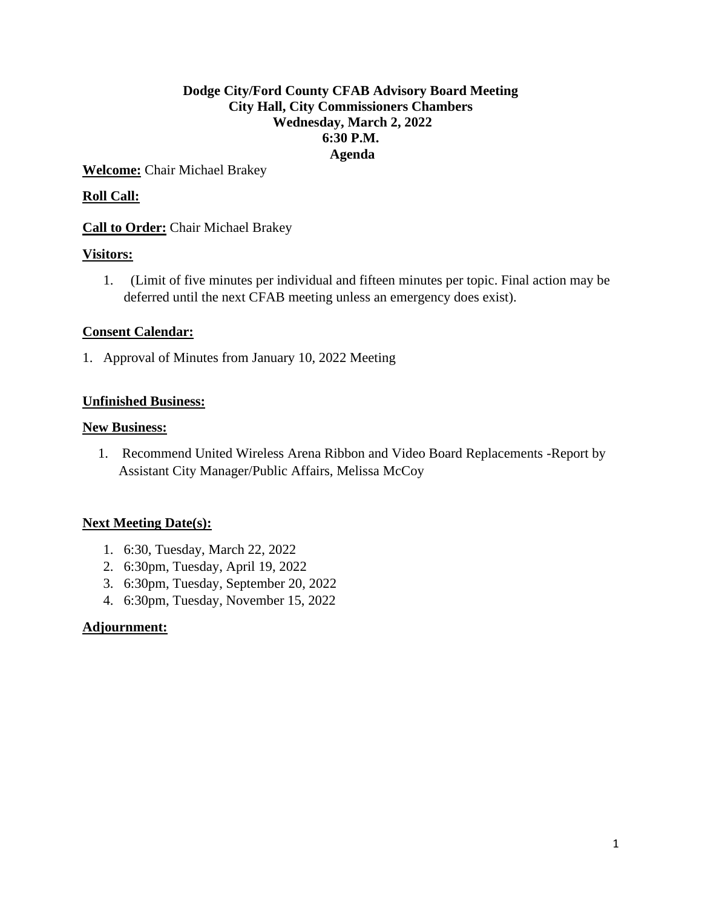**Dodge City/Ford County CFAB Advisory Board Meeting**
**City Hall, City Commissioners Chambers**
**Wednesday, March 2, 2022**
**6:30 P.M.**
**Agenda**

**Welcome:** Chair Michael Brakey

**Roll Call:**

**Call to Order:** Chair Michael Brakey

**Visitors:**

1. (Limit of five minutes per individual and fifteen minutes per topic. Final action may be deferred until the next CFAB meeting unless an emergency does exist).

**Consent Calendar:**

1. Approval of Minutes from January 10, 2022 Meeting

**Unfinished Business:**

**New Business:**

1. Recommend United Wireless Arena Ribbon and Video Board Replacements -Report by Assistant City Manager/Public Affairs, Melissa McCoy

**Next Meeting Date(s):**

1. 6:30, Tuesday, March 22, 2022
2. 6:30pm, Tuesday, April 19, 2022
3. 6:30pm, Tuesday, September 20, 2022
4. 6:30pm, Tuesday, November 15, 2022

**Adjournment:**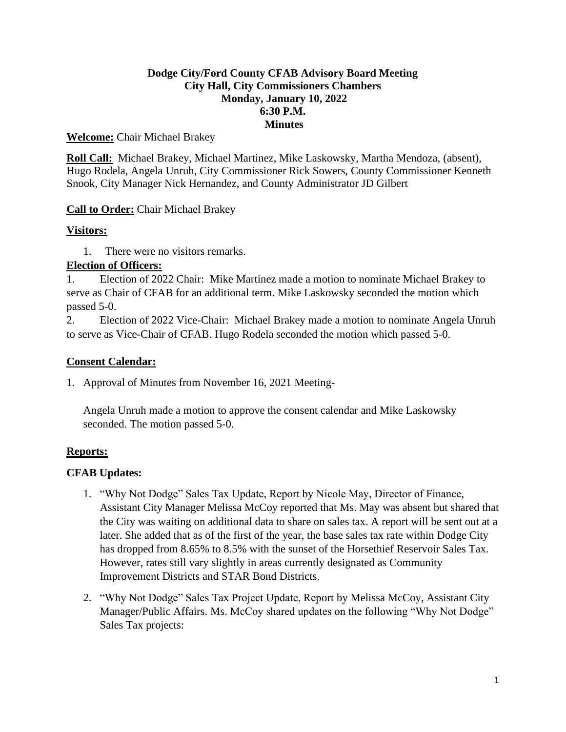**Dodge City/Ford County CFAB Advisory Board Meeting**
**City Hall, City Commissioners Chambers**
**Monday, January 10, 2022**
**6:30 P.M.**
**Minutes**

**Welcome:** Chair Michael Brakey

**Roll Call:** Michael Brakey, Michael Martinez, Mike Laskowsky, Martha Mendoza, (absent), Hugo Rodela, Angela Unruh, City Commissioner Rick Sowers, County Commissioner Kenneth Snook, City Manager Nick Hernandez, and County Administrator JD Gilbert

**Call to Order:** Chair Michael Brakey

**Visitors:**

1. There were no visitors remarks.

**Election of Officers:**

1. Election of 2022 Chair: Mike Martinez made a motion to nominate Michael Brakey to serve as Chair of CFAB for an additional term. Mike Laskowsky seconded the motion which passed 5-0.
2. Election of 2022 Vice-Chair: Michael Brakey made a motion to nominate Angela Unruh to serve as Vice-Chair of CFAB. Hugo Rodela seconded the motion which passed 5-0.

**Consent Calendar:**

1. Approval of Minutes from November 16, 2021 Meeting-

   Angela Unruh made a motion to approve the consent calendar and Mike Laskowsky seconded. The motion passed 5-0.

**Reports:**

**CFAB Updates:**

1. "Why Not Dodge" Sales Tax Update, Report by Nicole May, Director of Finance, Assistant City Manager Melissa McCoy reported that Ms. May was absent but shared that the City was waiting on additional data to share on sales tax. A report will be sent out at a later. She added that as of the first of the year, the base sales tax rate within Dodge City has dropped from 8.65% to 8.5% with the sunset of the Horsethief Reservoir Sales Tax. However, rates still vary slightly in areas currently designated as Community Improvement Districts and STAR Bond Districts.
2. "Why Not Dodge" Sales Tax Project Update, Report by Melissa McCoy, Assistant City Manager/Public Affairs. Ms. McCoy shared updates on the following "Why Not Dodge" Sales Tax projects: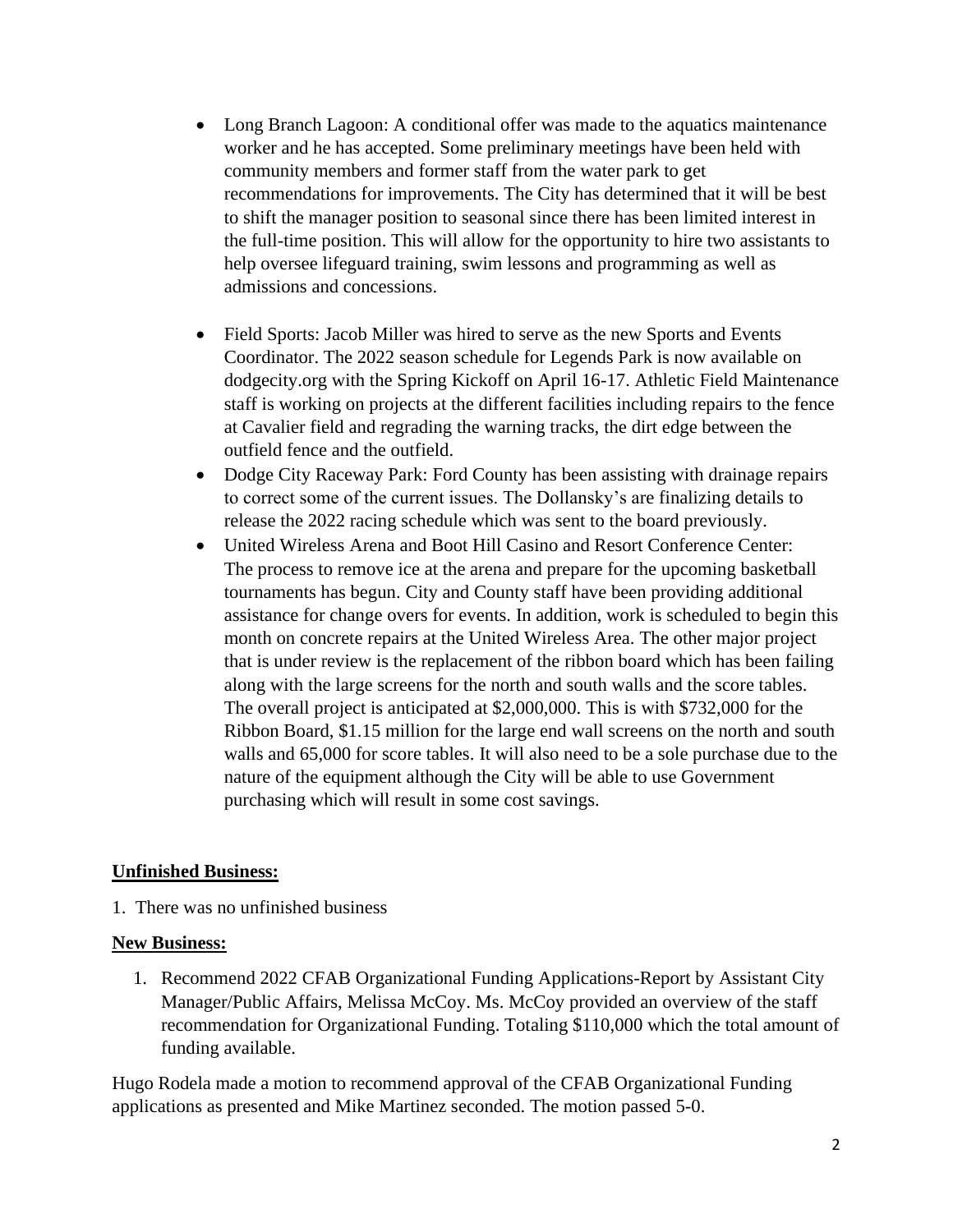- Long Branch Lagoon: A conditional offer was made to the aquatics maintenance worker and he has accepted. Some preliminary meetings have been held with community members and former staff from the water park to get recommendations for improvements. The City has determined that it will be best to shift the manager position to seasonal since there has been limited interest in the full-time position. This will allow for the opportunity to hire two assistants to help oversee lifeguard training, swim lessons and programming as well as admissions and concessions.

- Field Sports: Jacob Miller was hired to serve as the new Sports and Events Coordinator. The 2022 season schedule for Legends Park is now available on dodgecity.org with the Spring Kickoff on April 16-17. Athletic Field Maintenance staff is working on projects at the different facilities including repairs to the fence at Cavalier field and regrading the warning tracks, the dirt edge between the outfield fence and the outfield.
- Dodge City Raceway Park: Ford County has been assisting with drainage repairs to correct some of the current issues. The Dollansky's are finalizing details to release the 2022 racing schedule which was sent to the board previously.
- United Wireless Arena and Boot Hill Casino and Resort Conference Center: The process to remove ice at the arena and prepare for the upcoming basketball tournaments has begun. City and County staff have been providing additional assistance for change overs for events. In addition, work is scheduled to begin this month on concrete repairs at the United Wireless Area. The other major project that is under review is the replacement of the ribbon board which has been failing along with the large screens for the north and south walls and the score tables. The overall project is anticipated at $2,000,000. This is with $732,000 for the Ribbon Board, $1.15 million for the large end wall screens on the north and south walls and 65,000 for score tables. It will also need to be a sole purchase due to the nature of the equipment although the City will be able to use Government purchasing which will result in some cost savings.

**Unfinished Business:**

1. There was no unfinished business

**New Business:**

1. Recommend 2022 CFAB Organizational Funding Applications-Report by Assistant City Manager/Public Affairs, Melissa McCoy. Ms. McCoy provided an overview of the staff recommendation for Organizational Funding. Totaling $110,000 which the total amount of funding available.

Hugo Rodela made a motion to recommend approval of the CFAB Organizational Funding applications as presented and Mike Martinez seconded. The motion passed 5-0.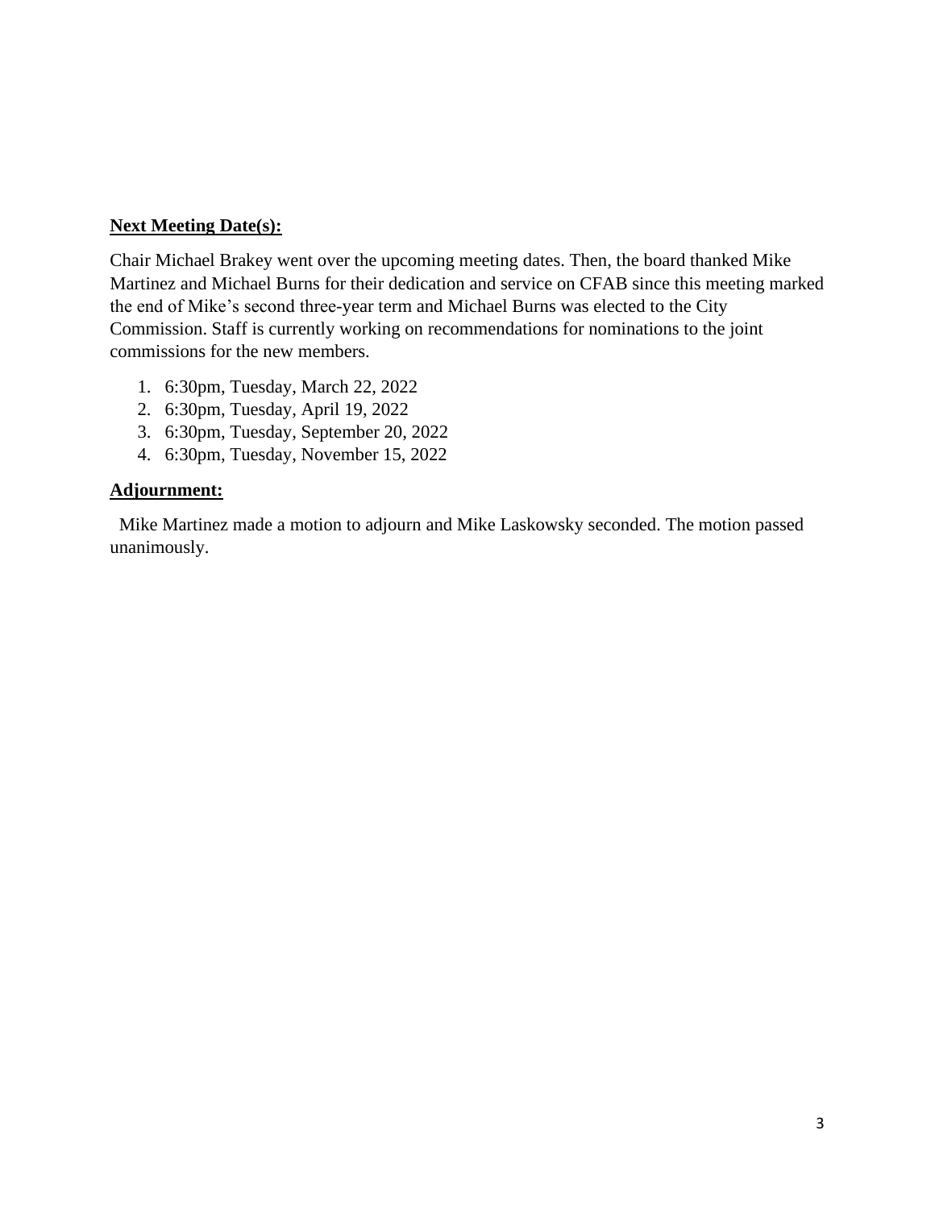**Next Meeting Date(s):**

Chair Michael Brakey went over the upcoming meeting dates. Then, the board thanked Mike Martinez and Michael Burns for their dedication and service on CFAB since this meeting marked the end of Mike's second three-year term and Michael Burns was elected to the City Commission. Staff is currently working on recommendations for nominations to the joint commissions for the new members.

1. 6:30pm, Tuesday, March 22, 2022
2. 6:30pm, Tuesday, April 19, 2022
3. 6:30pm, Tuesday, September 20, 2022
4. 6:30pm, Tuesday, November 15, 2022

**Adjournment:**

Mike Martinez made a motion to adjourn and Mike Laskowsky seconded. The motion passed unanimously.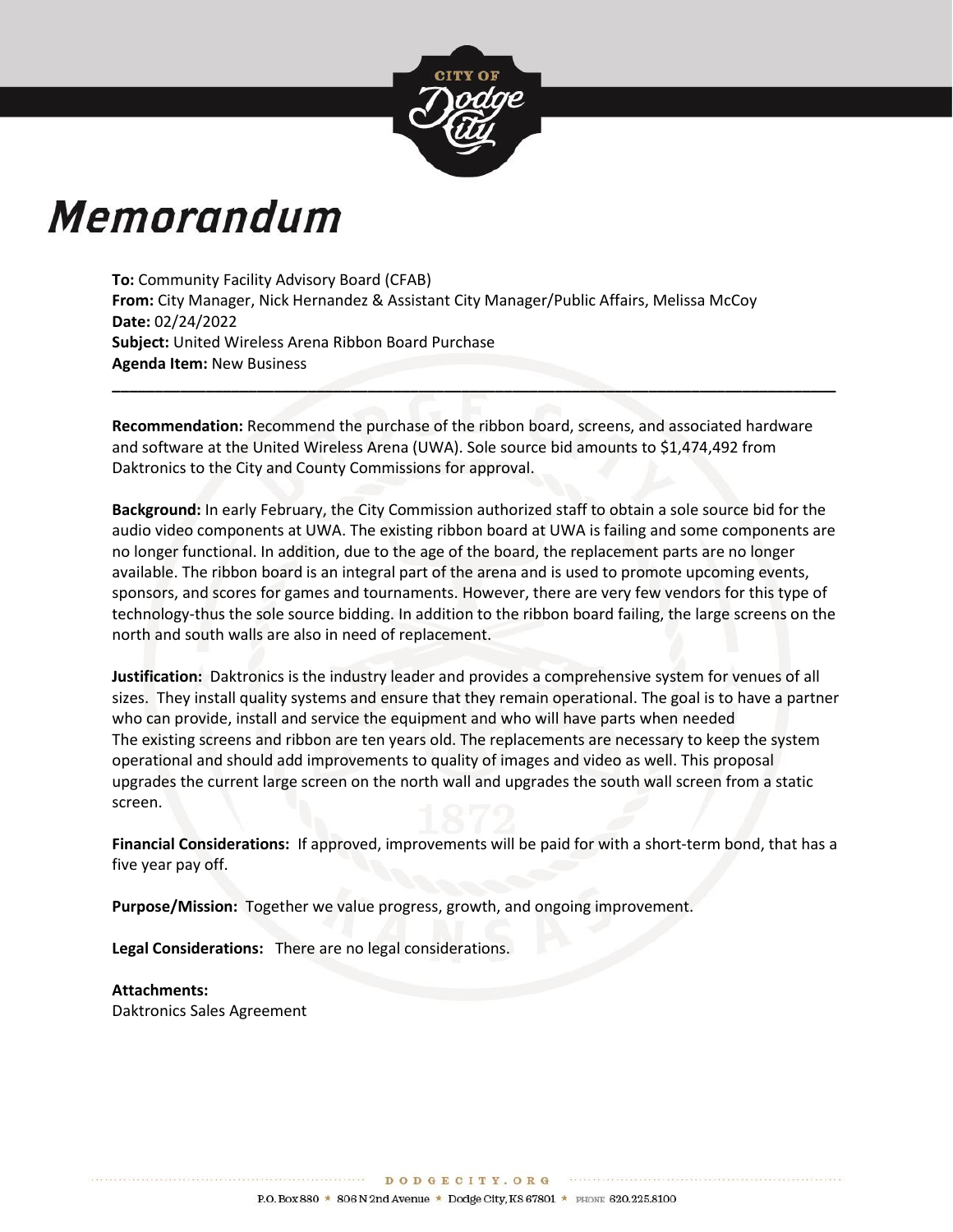# Memorandum

**To:** Community Facility Advisory Board (CFAB)
**From:** City Manager, Nick Hernandez & Assistant City Manager/Public Affairs, Melissa McCoy
**Date:** 02/24/2022
**Subject:** United Wireless Arena Ribbon Board Purchase
**Agenda Item:** New Business

---

**Recommendation:** Recommend the purchase of the ribbon board, screens, and associated hardware and software at the United Wireless Arena (UWA). Sole source bid amounts to $1,474,492 from Daktronics to the City and County Commissions for approval.

**Background:** In early February, the City Commission authorized staff to obtain a sole source bid for the audio video components at UWA. The existing ribbon board at UWA is failing and some components are no longer functional. In addition, due to the age of the board, the replacement parts are no longer available. The ribbon board is an integral part of the arena and is used to promote upcoming events, sponsors, and scores for games and tournaments. However, there are very few vendors for this type of technology-thus the sole source bidding. In addition to the ribbon board failing, the large screens on the north and south walls are also in need of replacement.

**Justification:** Daktronics is the industry leader and provides a comprehensive system for venues of all sizes. They install quality systems and ensure that they remain operational. The goal is to have a partner who can provide, install and service the equipment and who will have parts when needed
The existing screens and ribbon are ten years old. The replacements are necessary to keep the system operational and should add improvements to quality of images and video as well. This proposal upgrades the current large screen on the north wall and upgrades the south wall screen from a static screen.

**Financial Considerations:** If approved, improvements will be paid for with a short-term bond, that has a five year pay off.

**Purpose/Mission:** Together we value progress, growth, and ongoing improvement.

**Legal Considerations:** There are no legal considerations.

**Attachments:**
Daktronics Sales Agreement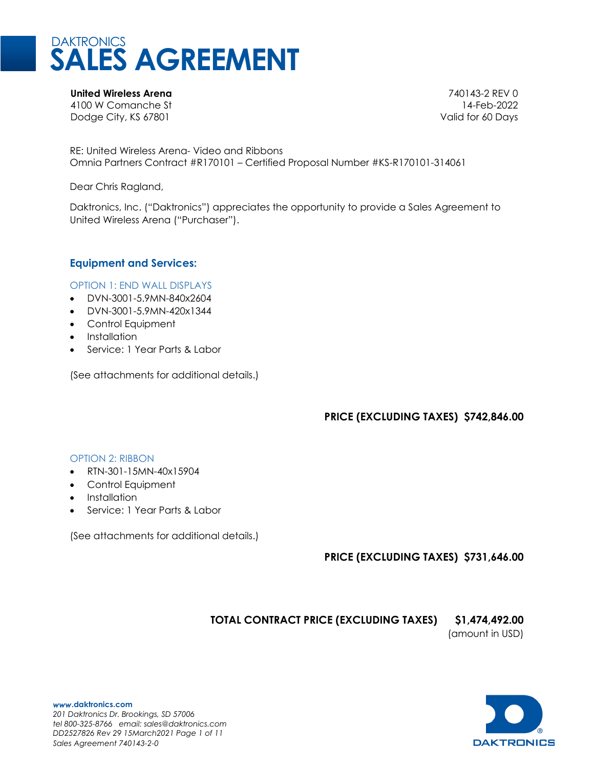# DAKTRONICS SALES AGREEMENT

**United Wireless Arena**
4100 W Comanche St
Dodge City, KS 67801

740143-2 REV 0
14-Feb-2022
Valid for 60 Days

RE: United Wireless Arena- Video and Ribbons
Omnia Partners Contract #R170101 – Certified Proposal Number #KS-R170101-314061

Dear Chris Ragland,

Daktronics, Inc. ("Daktronics") appreciates the opportunity to provide a Sales Agreement to United Wireless Arena ("Purchaser").

## Equipment and Services:

### OPTION 1: END WALL DISPLAYS

- DVN-3001-5.9MN-840x2604
- DVN-3001-5.9MN-420x1344
- Control Equipment
- Installation
- Service: 1 Year Parts & Labor

(See attachments for additional details.)

**PRICE (EXCLUDING TAXES) $742,846.00**

### OPTION 2: RIBBON

- RTN-301-15MN-40x15904
- Control Equipment
- Installation
- Service: 1 Year Parts & Labor

(See attachments for additional details.)

**PRICE (EXCLUDING TAXES) $731,646.00**

**TOTAL CONTRACT PRICE (EXCLUDING TAXES) $1,474,492.00**
(amount in USD)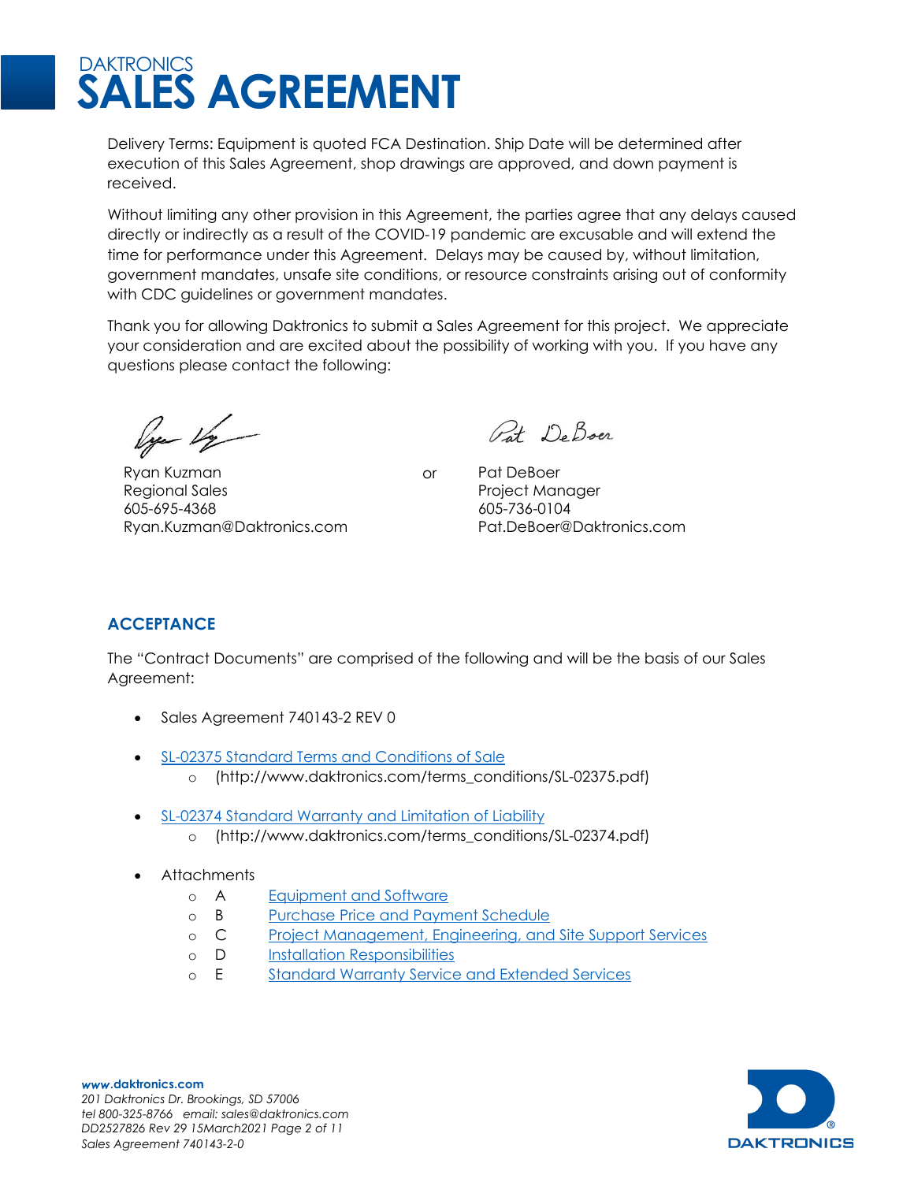# DAKTRONICS SALES AGREEMENT

Delivery Terms: Equipment is quoted FCA Destination. Ship Date will be determined after execution of this Sales Agreement, shop drawings are approved, and down payment is received.

Without limiting any other provision in this Agreement, the parties agree that any delays caused directly or indirectly as a result of the COVID-19 pandemic are excusable and will extend the time for performance under this Agreement. Delays may be caused by, without limitation, government mandates, unsafe site conditions, or resource constraints arising out of conformity with CDC guidelines or government mandates.

Thank you for allowing Daktronics to submit a Sales Agreement for this project. We appreciate your consideration and are excited about the possibility of working with you. If you have any questions please contact the following:

Ryan Kuzman
Regional Sales
605-695-4368
Ryan.Kuzman@Daktronics.com

or

Pat DeBoer
Project Manager
605-736-0104
Pat.DeBoer@Daktronics.com

## ACCEPTANCE

The "Contract Documents" are comprised of the following and will be the basis of our Sales Agreement:

- Sales Agreement 740143-2 REV 0
- SL-02375 Standard Terms and Conditions of Sale
  - (http://www.daktronics.com/terms_conditions/SL-02375.pdf)
- SL-02374 Standard Warranty and Limitation of Liability
  - (http://www.daktronics.com/terms_conditions/SL-02374.pdf)
- Attachments
  - A Equipment and Software
  - B Purchase Price and Payment Schedule
  - C Project Management, Engineering, and Site Support Services
  - D Installation Responsibilities
  - E Standard Warranty Service and Extended Services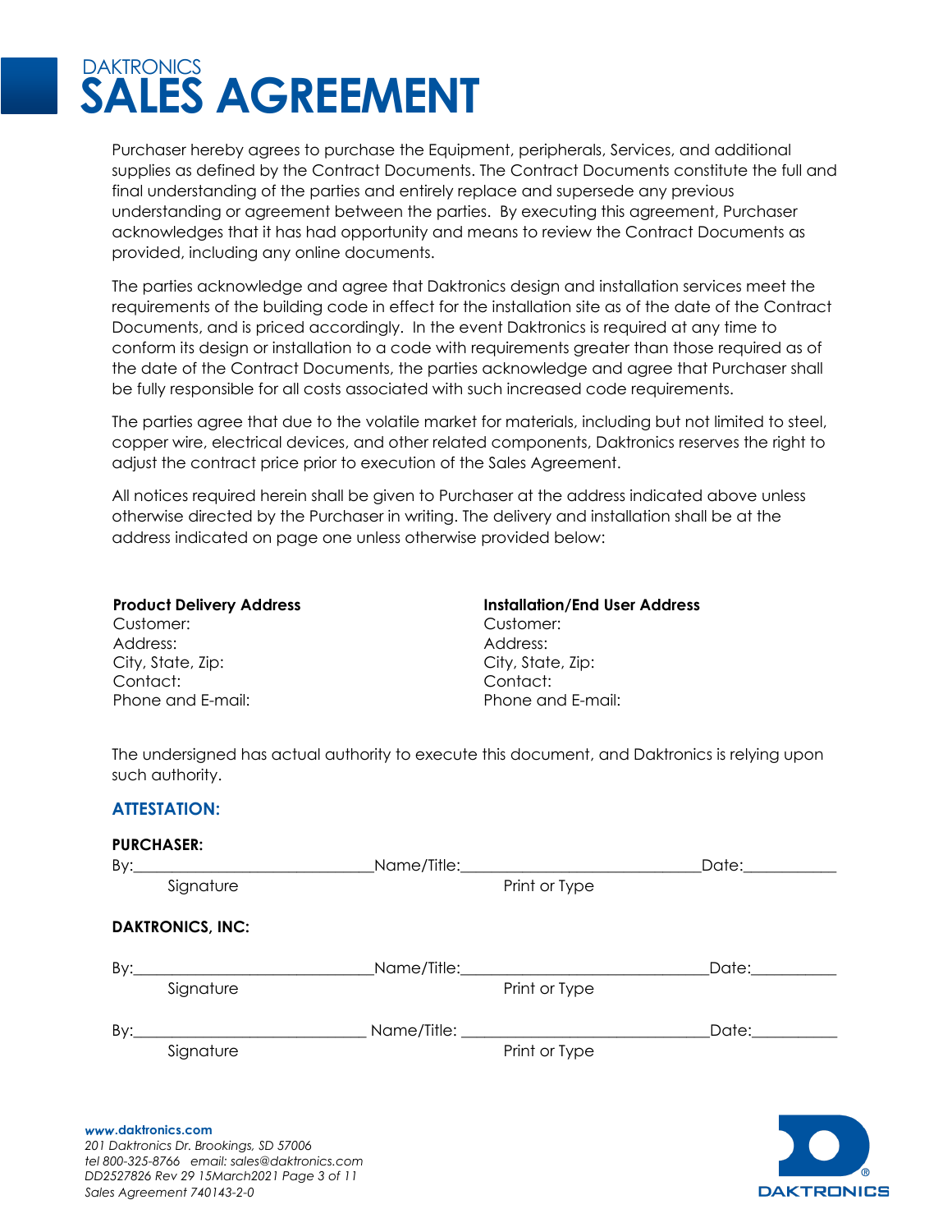DAKTRONICS

# SALES AGREEMENT

Purchaser hereby agrees to purchase the Equipment, peripherals, Services, and additional supplies as defined by the Contract Documents. The Contract Documents constitute the full and final understanding of the parties and entirely replace and supersede any previous understanding or agreement between the parties. By executing this agreement, Purchaser acknowledges that it has had opportunity and means to review the Contract Documents as provided, including any online documents.

The parties acknowledge and agree that Daktronics design and installation services meet the requirements of the building code in effect for the installation site as of the date of the Contract Documents, and is priced accordingly. In the event Daktronics is required at any time to conform its design or installation to a code with requirements greater than those required as of the date of the Contract Documents, the parties acknowledge and agree that Purchaser shall be fully responsible for all costs associated with such increased code requirements.

The parties agree that due to the volatile market for materials, including but not limited to steel, copper wire, electrical devices, and other related components, Daktronics reserves the right to adjust the contract price prior to execution of the Sales Agreement.

All notices required herein shall be given to Purchaser at the address indicated above unless otherwise directed by the Purchaser in writing. The delivery and installation shall be at the address indicated on page one unless otherwise provided below:

**Product Delivery Address**
Customer:
Address:
City, State, Zip:
Contact:
Phone and E-mail:

**Installation/End User Address**
Customer:
Address:
City, State, Zip:
Contact:
Phone and E-mail:

The undersigned has actual authority to execute this document, and Daktronics is relying upon such authority.

## ATTESTATION:

**PURCHASER:**

By:______________________________ Name/Title:______________________________ Date:____________
Signature Print or Type

**DAKTRONICS, INC:**

By:______________________________ Name/Title:______________________________ Date:____________
Signature Print or Type

By:______________________________ Name/Title:______________________________ Date:____________
Signature Print or Type

*www.daktronics.com*
*201 Daktronics Dr. Brookings, SD 57006*
*tel 800-325-8766 email: sales@daktronics.com*
*DD2527826 Rev 29 15March2021*
*Sales Agreement 740143-2-0*

DAKTRONICS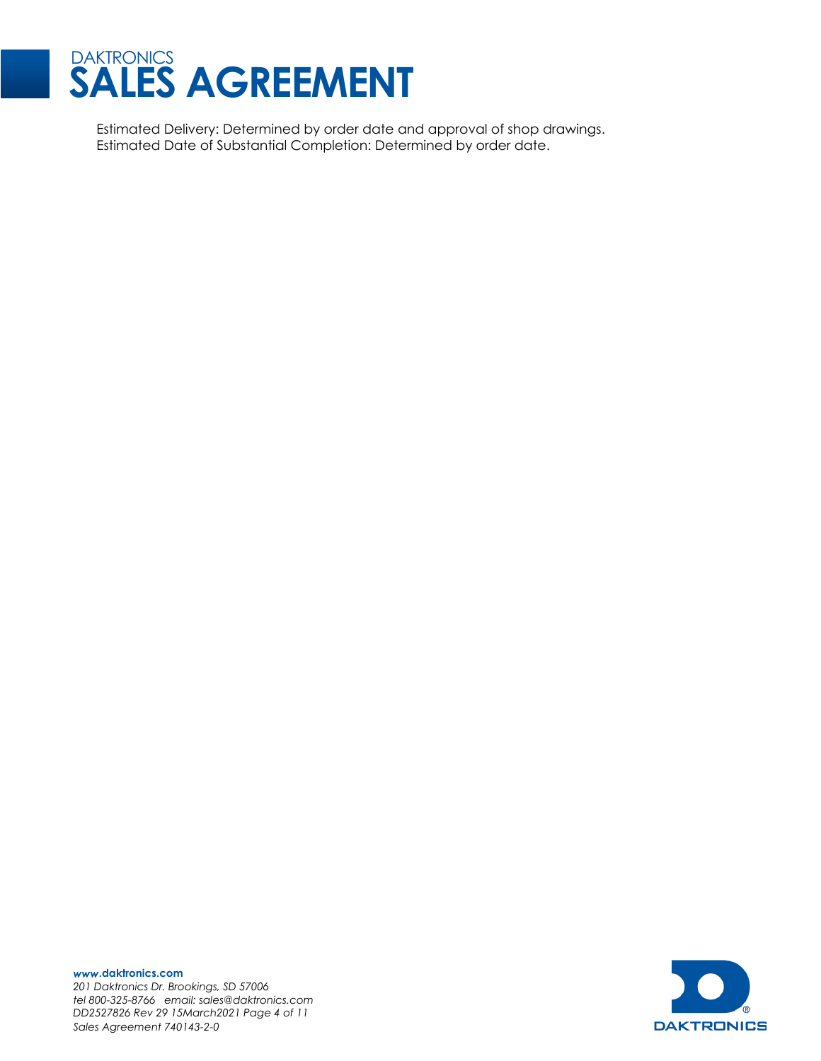Estimated Delivery: Determined by order date and approval of shop drawings.
Estimated Date of Substantial Completion: Determined by order date.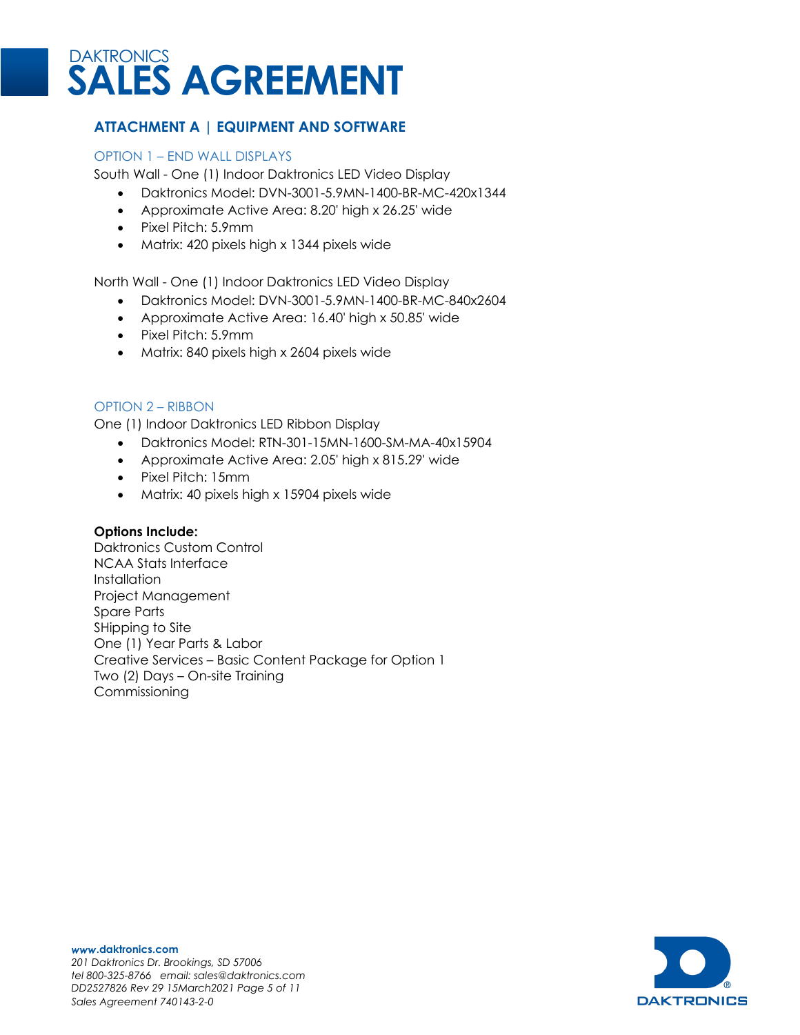# DAKTRONICS SALES AGREEMENT

## ATTACHMENT A | EQUIPMENT AND SOFTWARE

### OPTION 1 – END WALL DISPLAYS

South Wall - One (1) Indoor Daktronics LED Video Display

- Daktronics Model: DVN-3001-5.9MN-1400-BR-MC-420x1344
- Approximate Active Area: 8.20' high x 26.25' wide
- Pixel Pitch: 5.9mm
- Matrix: 420 pixels high x 1344 pixels wide

North Wall - One (1) Indoor Daktronics LED Video Display

- Daktronics Model: DVN-3001-5.9MN-1400-BR-MC-840x2604
- Approximate Active Area: 16.40' high x 50.85' wide
- Pixel Pitch: 5.9mm
- Matrix: 840 pixels high x 2604 pixels wide

### OPTION 2 – RIBBON

One (1) Indoor Daktronics LED Ribbon Display

- Daktronics Model: RTN-301-15MN-1600-SM-MA-40x15904
- Approximate Active Area: 2.05' high x 815.29' wide
- Pixel Pitch: 15mm
- Matrix: 40 pixels high x 15904 pixels wide

**Options Include:**

Daktronics Custom Control
NCAA Stats Interface
Installation
Project Management
Spare Parts
SHipping to Site
One (1) Year Parts & Labor
Creative Services – Basic Content Package for Option 1
Two (2) Days – On-site Training
Commissioning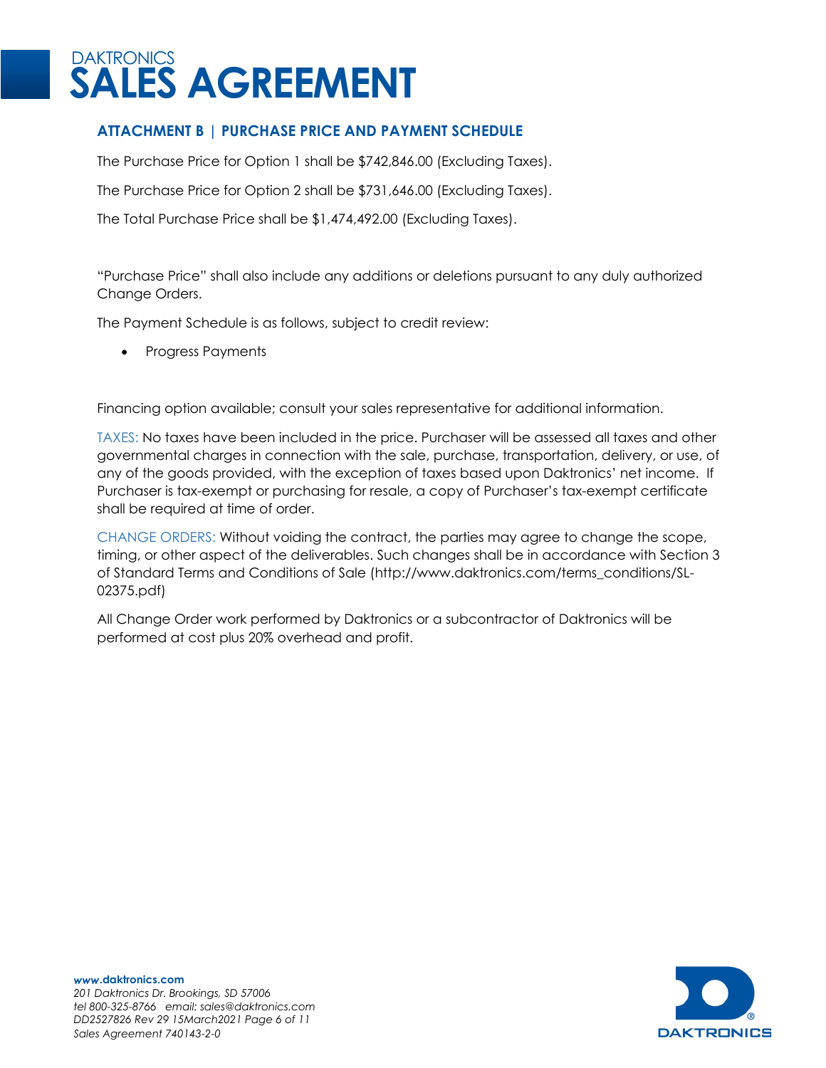# DAKTRONICS SALES AGREEMENT

## ATTACHMENT B | PURCHASE PRICE AND PAYMENT SCHEDULE

The Purchase Price for Option 1 shall be $742,846.00 (Excluding Taxes).

The Purchase Price for Option 2 shall be $731,646.00 (Excluding Taxes).

The Total Purchase Price shall be $1,474,492.00 (Excluding Taxes).

"Purchase Price" shall also include any additions or deletions pursuant to any duly authorized Change Orders.

The Payment Schedule is as follows, subject to credit review:

- Progress Payments

Financing option available; consult your sales representative for additional information.

TAXES: No taxes have been included in the price. Purchaser will be assessed all taxes and other governmental charges in connection with the sale, purchase, transportation, delivery, or use, of any of the goods provided, with the exception of taxes based upon Daktronics' net income. If Purchaser is tax-exempt or purchasing for resale, a copy of Purchaser's tax-exempt certificate shall be required at time of order.

CHANGE ORDERS: Without voiding the contract, the parties may agree to change the scope, timing, or other aspect of the deliverables. Such changes shall be in accordance with Section 3 of Standard Terms and Conditions of Sale (http://www.daktronics.com/terms_conditions/SL-02375.pdf)

All Change Order work performed by Daktronics or a subcontractor of Daktronics will be performed at cost plus 20% overhead and profit.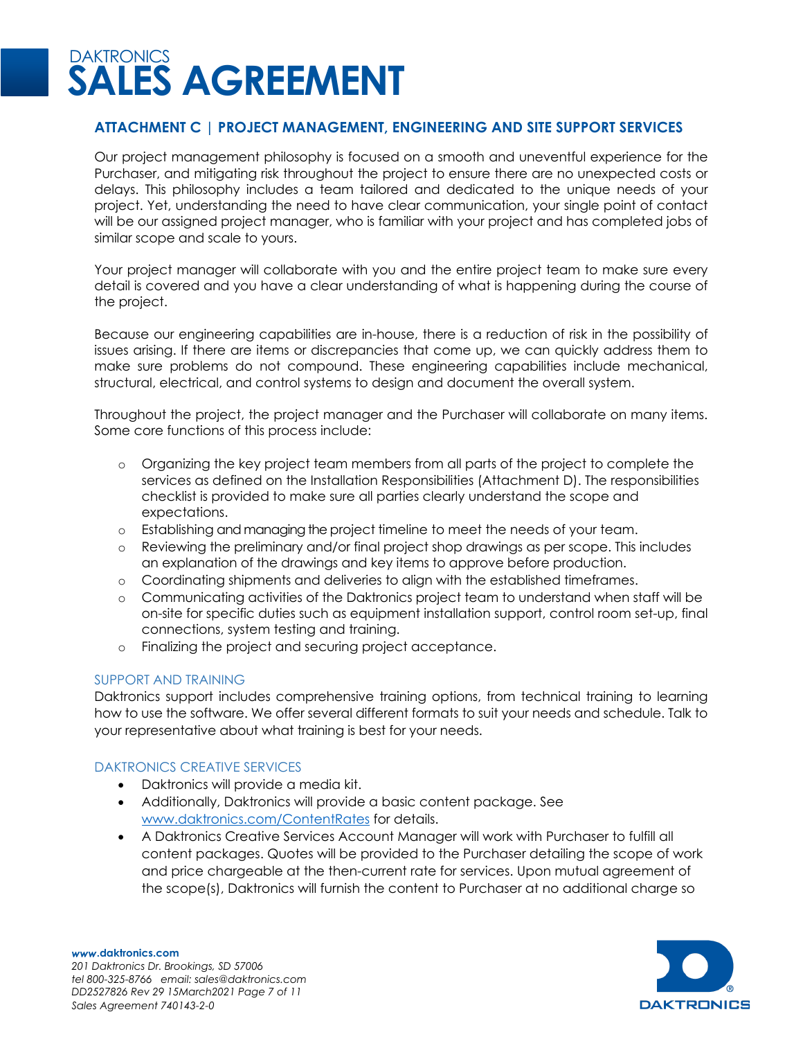# ATTACHMENT C | PROJECT MANAGEMENT, ENGINEERING AND SITE SUPPORT SERVICES

Our project management philosophy is focused on a smooth and uneventful experience for the Purchaser, and mitigating risk throughout the project to ensure there are no unexpected costs or delays. This philosophy includes a team tailored and dedicated to the unique needs of your project. Yet, understanding the need to have clear communication, your single point of contact will be our assigned project manager, who is familiar with your project and has completed jobs of similar scope and scale to yours.

Your project manager will collaborate with you and the entire project team to make sure every detail is covered and you have a clear understanding of what is happening during the course of the project.

Because our engineering capabilities are in-house, there is a reduction of risk in the possibility of issues arising. If there are items or discrepancies that come up, we can quickly address them to make sure problems do not compound. These engineering capabilities include mechanical, structural, electrical, and control systems to design and document the overall system.

Throughout the project, the project manager and the Purchaser will collaborate on many items. Some core functions of this process include:

- Organizing the key project team members from all parts of the project to complete the services as defined on the Installation Responsibilities (Attachment D). The responsibilities checklist is provided to make sure all parties clearly understand the scope and expectations.
- Establishing and managing the project timeline to meet the needs of your team.
- Reviewing the preliminary and/or final project shop drawings as per scope. This includes an explanation of the drawings and key items to approve before production.
- Coordinating shipments and deliveries to align with the established timeframes.
- Communicating activities of the Daktronics project team to understand when staff will be on-site for specific duties such as equipment installation support, control room set-up, final connections, system testing and training.
- Finalizing the project and securing project acceptance.

## SUPPORT AND TRAINING

Daktronics support includes comprehensive training options, from technical training to learning how to use the software. We offer several different formats to suit your needs and schedule. Talk to your representative about what training is best for your needs.

## DAKTRONICS CREATIVE SERVICES

- Daktronics will provide a media kit.
- Additionally, Daktronics will provide a basic content package. See www.daktronics.com/ContentRates for details.
- A Daktronics Creative Services Account Manager will work with Purchaser to fulfill all content packages. Quotes will be provided to the Purchaser detailing the scope of work and price chargeable at the then-current rate for services. Upon mutual agreement of the scope(s), Daktronics will furnish the content to Purchaser at no additional charge so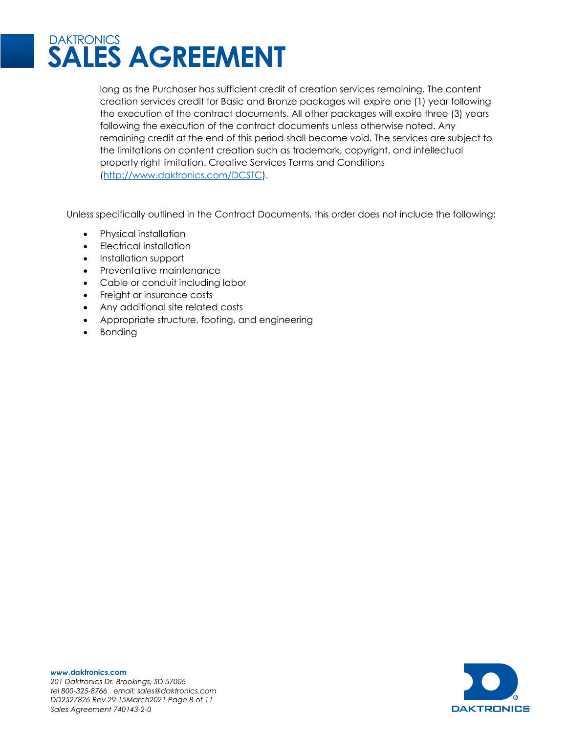long as the Purchaser has sufficient credit of creation services remaining. The content creation services credit for Basic and Bronze packages will expire one (1) year following the execution of the contract documents. All other packages will expire three (3) years following the execution of the contract documents unless otherwise noted. Any remaining credit at the end of this period shall become void. The services are subject to the limitations on content creation such as trademark, copyright, and intellectual property right limitation. Creative Services Terms and Conditions (http://www.daktronics.com/DCSTC).

Unless specifically outlined in the Contract Documents, this order does not include the following:

- Physical installation
- Electrical installation
- Installation support
- Preventative maintenance
- Cable or conduit including labor
- Freight or insurance costs
- Any additional site related costs
- Appropriate structure, footing, and engineering
- Bonding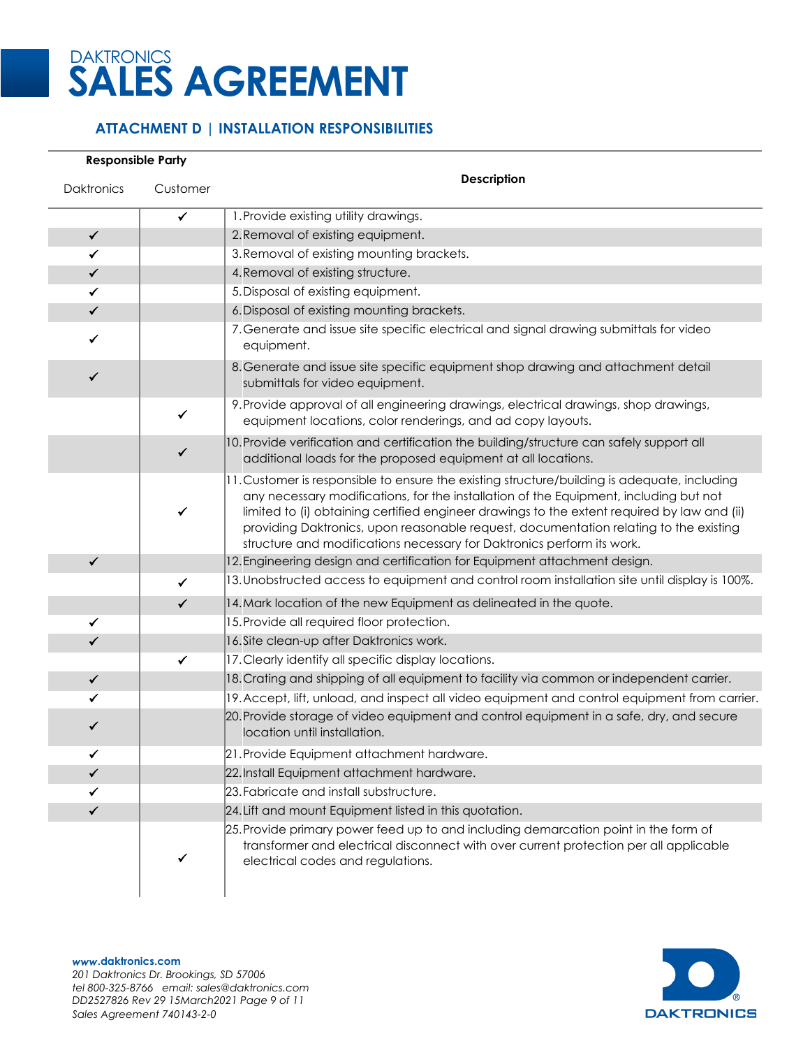# DAKTRONICS SALES AGREEMENT

## ATTACHMENT D | INSTALLATION RESPONSIBILITIES

| Responsible Party | | Description |
|---|---|---|
| Daktronics | Customer | |
| | ✓ | 1. Provide existing utility drawings. |
| ✓ | | 2. Removal of existing equipment. |
| ✓ | | 3. Removal of existing mounting brackets. |
| ✓ | | 4. Removal of existing structure. |
| ✓ | | 5. Disposal of existing equipment. |
| ✓ | | 6. Disposal of existing mounting brackets. |
| ✓ | | 7. Generate and issue site specific electrical and signal drawing submittals for video equipment. |
| ✓ | | 8. Generate and issue site specific equipment shop drawing and attachment detail submittals for video equipment. |
| | ✓ | 9. Provide approval of all engineering drawings, electrical drawings, shop drawings, equipment locations, color renderings, and ad copy layouts. |
| | ✓ | 10. Provide verification and certification the building/structure can safely support all additional loads for the proposed equipment at all locations. |
| | ✓ | 11. Customer is responsible to ensure the existing structure/building is adequate, including any necessary modifications, for the installation of the Equipment, including but not limited to (i) obtaining certified engineer drawings to the extent required by law and (ii) providing Daktronics, upon reasonable request, documentation relating to the existing structure and modifications necessary for Daktronics perform its work. |
| ✓ | | 12. Engineering design and certification for Equipment attachment design. |
| | ✓ | 13. Unobstructed access to equipment and control room installation site until display is 100%. |
| | ✓ | 14. Mark location of the new Equipment as delineated in the quote. |
| ✓ | | 15. Provide all required floor protection. |
| ✓ | | 16. Site clean-up after Daktronics work. |
| | ✓ | 17. Clearly identify all specific display locations. |
| ✓ | | 18. Crating and shipping of all equipment to facility via common or independent carrier. |
| ✓ | | 19. Accept, lift, unload, and inspect all video equipment and control equipment from carrier. |
| ✓ | | 20. Provide storage of video equipment and control equipment in a safe, dry, and secure location until installation. |
| ✓ | | 21. Provide Equipment attachment hardware. |
| ✓ | | 22. Install Equipment attachment hardware. |
| ✓ | | 23. Fabricate and install substructure. |
| ✓ | | 24. Lift and mount Equipment listed in this quotation. |
| | ✓ | 25. Provide primary power feed up to and including demarcation point in the form of transformer and electrical disconnect with over current protection per all applicable electrical codes and regulations. |

*www.daktronics.com*
*201 Daktronics Dr. Brookings, SD 57006*
*tel 800-325-8766 email: sales@daktronics.com*
*DD2527826 Rev 29 15March2021*
*Sales Agreement 740143-2-0*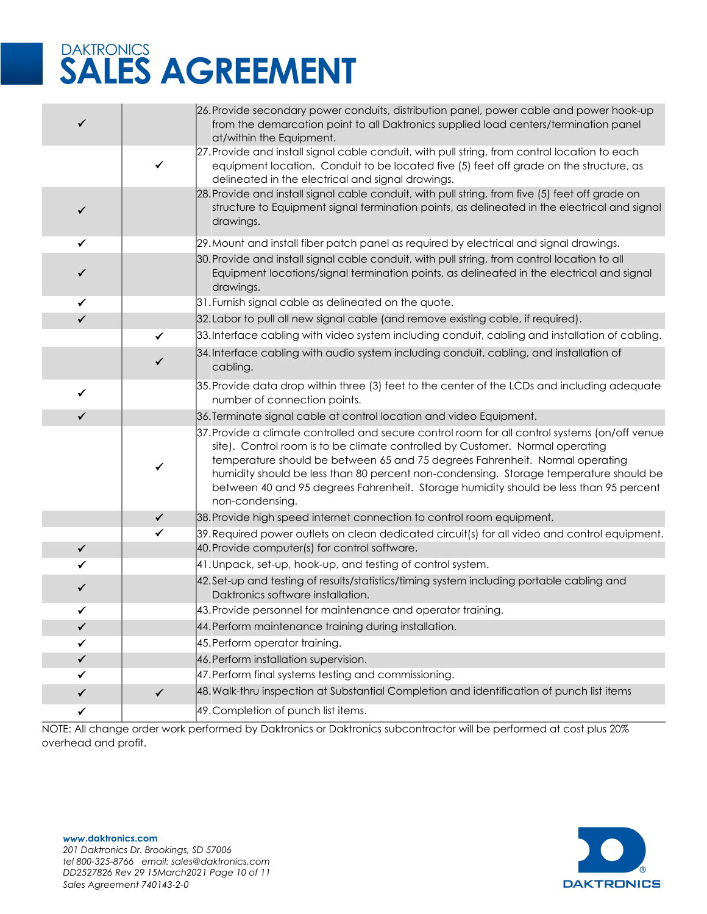# DAKTRONICS SALES AGREEMENT

| | | |
|---|---|---|
| ✓ | | 26. Provide secondary power conduits, distribution panel, power cable and power hook-up from the demarcation point to all Daktronics supplied load centers/termination panel at/within the Equipment. |
| | ✓ | 27. Provide and install signal cable conduit, with pull string, from control location to each equipment location. Conduit to be located five (5) feet off grade on the structure, as delineated in the electrical and signal drawings. |
| ✓ | | 28. Provide and install signal cable conduit, with pull string, from five (5) feet off grade on structure to Equipment signal termination points, as delineated in the electrical and signal drawings. |
| ✓ | | 29. Mount and install fiber patch panel as required by electrical and signal drawings. |
| ✓ | | 30. Provide and install signal cable conduit, with pull string, from control location to all Equipment locations/signal termination points, as delineated in the electrical and signal drawings. |
| ✓ | | 31. Furnish signal cable as delineated on the quote. |
| ✓ | | 32. Labor to pull all new signal cable (and remove existing cable, if required). |
| | ✓ | 33. Interface cabling with video system including conduit, cabling and installation of cabling. |
| | ✓ | 34. Interface cabling with audio system including conduit, cabling, and installation of cabling. |
| ✓ | | 35. Provide data drop within three (3) feet to the center of the LCDs and including adequate number of connection points. |
| ✓ | | 36. Terminate signal cable at control location and video Equipment. |
| | ✓ | 37. Provide a climate controlled and secure control room for all control systems (on/off venue site). Control room is to be climate controlled by Customer. Normal operating temperature should be between 65 and 75 degrees Fahrenheit. Normal operating humidity should be less than 80 percent non-condensing. Storage temperature should be between 40 and 95 degrees Fahrenheit. Storage humidity should be less than 95 percent non-condensing. |
| | ✓ | 38. Provide high speed internet connection to control room equipment. |
| | ✓ | 39. Required power outlets on clean dedicated circuit(s) for all video and control equipment. |
| ✓ | | 40. Provide computer(s) for control software. |
| ✓ | | 41. Unpack, set-up, hook-up, and testing of control system. |
| ✓ | | 42. Set-up and testing of results/statistics/timing system including portable cabling and Daktronics software installation. |
| ✓ | | 43. Provide personnel for maintenance and operator training. |
| ✓ | | 44. Perform maintenance training during installation. |
| ✓ | | 45. Perform operator training. |
| ✓ | | 46. Perform installation supervision. |
| ✓ | | 47. Perform final systems testing and commissioning. |
| ✓ | ✓ | 48. Walk-thru inspection at Substantial Completion and identification of punch list items |
| ✓ | | 49. Completion of punch list items. |

NOTE: All change order work performed by Daktronics or Daktronics subcontractor will be performed at cost plus 20% overhead and profit.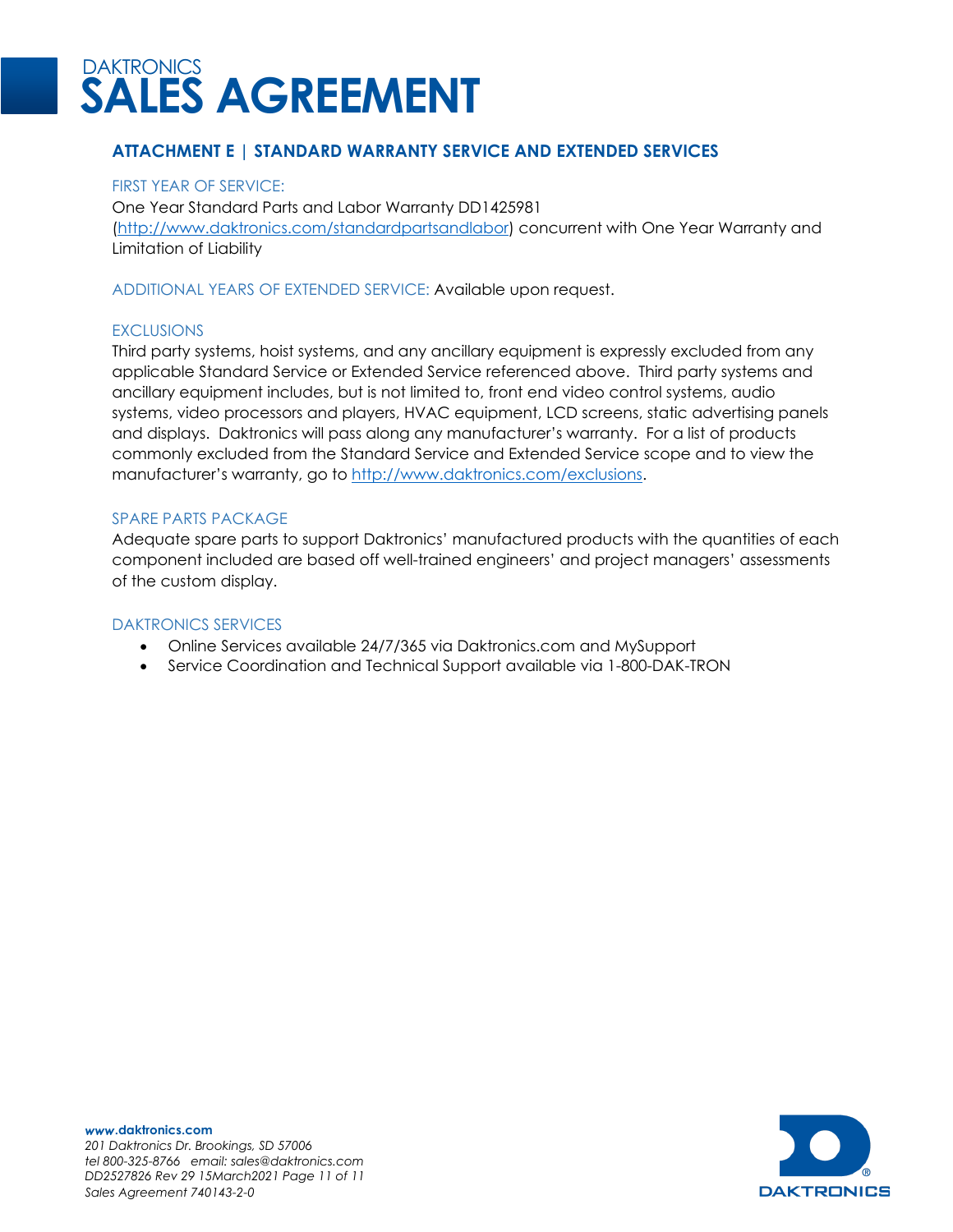# DAKTRONICS SALES AGREEMENT

## ATTACHMENT E | STANDARD WARRANTY SERVICE AND EXTENDED SERVICES

FIRST YEAR OF SERVICE:
One Year Standard Parts and Labor Warranty DD1425981 (http://www.daktronics.com/standardpartsandlabor) concurrent with One Year Warranty and Limitation of Liability

ADDITIONAL YEARS OF EXTENDED SERVICE: Available upon request.

EXCLUSIONS
Third party systems, hoist systems, and any ancillary equipment is expressly excluded from any applicable Standard Service or Extended Service referenced above. Third party systems and ancillary equipment includes, but is not limited to, front end video control systems, audio systems, video processors and players, HVAC equipment, LCD screens, static advertising panels and displays. Daktronics will pass along any manufacturer's warranty. For a list of products commonly excluded from the Standard Service and Extended Service scope and to view the manufacturer's warranty, go to http://www.daktronics.com/exclusions.

SPARE PARTS PACKAGE
Adequate spare parts to support Daktronics' manufactured products with the quantities of each component included are based off well-trained engineers' and project managers' assessments of the custom display.

DAKTRONICS SERVICES

- Online Services available 24/7/365 via Daktronics.com and MySupport
- Service Coordination and Technical Support available via 1-800-DAK-TRON

*www.daktronics.com*
*201 Daktronics Dr. Brookings, SD 57006*
*tel 800-325-8766 email: sales@daktronics.com*
*DD2527826 Rev 29 15March2021*
*Sales Agreement 740143-2-0*